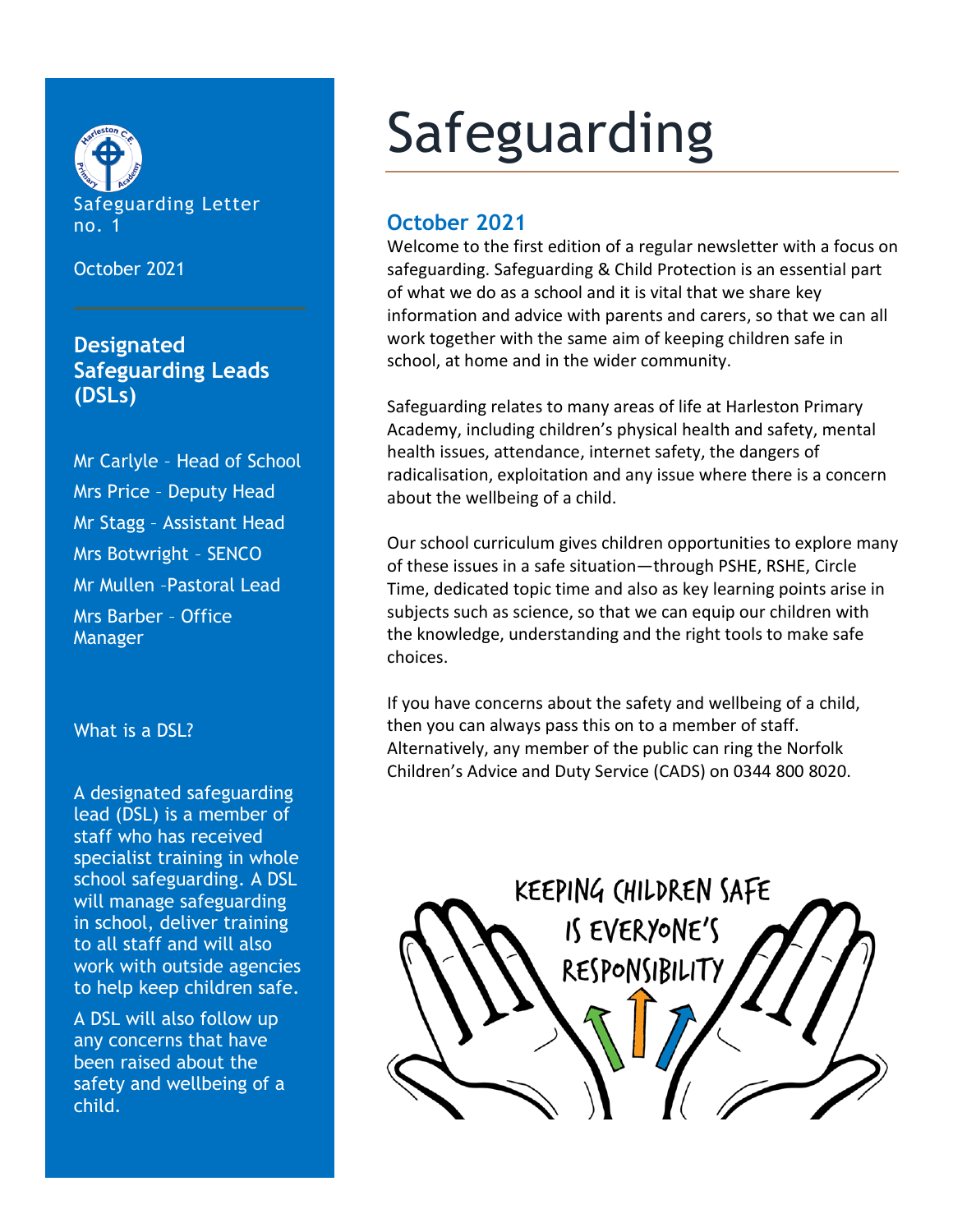# Safeguarding

## October 2021

Welcome to the first edition of a regular newsletter with a focus on safeguarding. Safeguarding & Child Protection is an essential part of what we do as a school and it is vital that we share key information and advice with parents and carers, so that we can all work together with the same aim of keeping children safe in school, at home and in the wider community.

Safeguarding relates to many areas of life at Harleston Primary Academy, including children's physical health and safety, mental health issues, attendance, internet safety, the dangers of radicalisation, exploitation and any issue where there is a concern about the wellbeing of a child.

Our school curriculum gives children opportunities to explore many of these issues in a safe situation—through PSHE, RSHE, Circle Time, dedicated topic time and also as key learning points arise in subjects such as science, so that we can equip our children with the knowledge, understanding and the right tools to make safe choices.

If you have concerns about the safety and wellbeing of a child, then you can always pass this on to a member of staff. Alternatively, any member of the public can ring the Norfolk Children's Advice and Duty Service (CADS) on 0344 800 8020.

KEEPING CHILDREN SAFE IS EVERYONE'S RESPONSIBILITY

---

Safeguarding Letter no. 1

October 2021

### Designated Safeguarding Leads (DSLs)

Mr Carlyle – Head of School

Mrs Price - Deputy Head

Mr Stagg – Assistant Head

Mrs Botwright – SENCO

Mr Mullen –Pastoral Lead

Mrs Barber – Office Manager

What is a DSL?

A designated safeguarding lead (DSL) is a member of staff who has received specialist training in whole school safeguarding. A DSL will manage safeguarding in school, deliver training to all staff and will also work with outside agencies to help keep children safe.

A DSL will also follow up any concerns that have been raised about the safety and wellbeing of a child.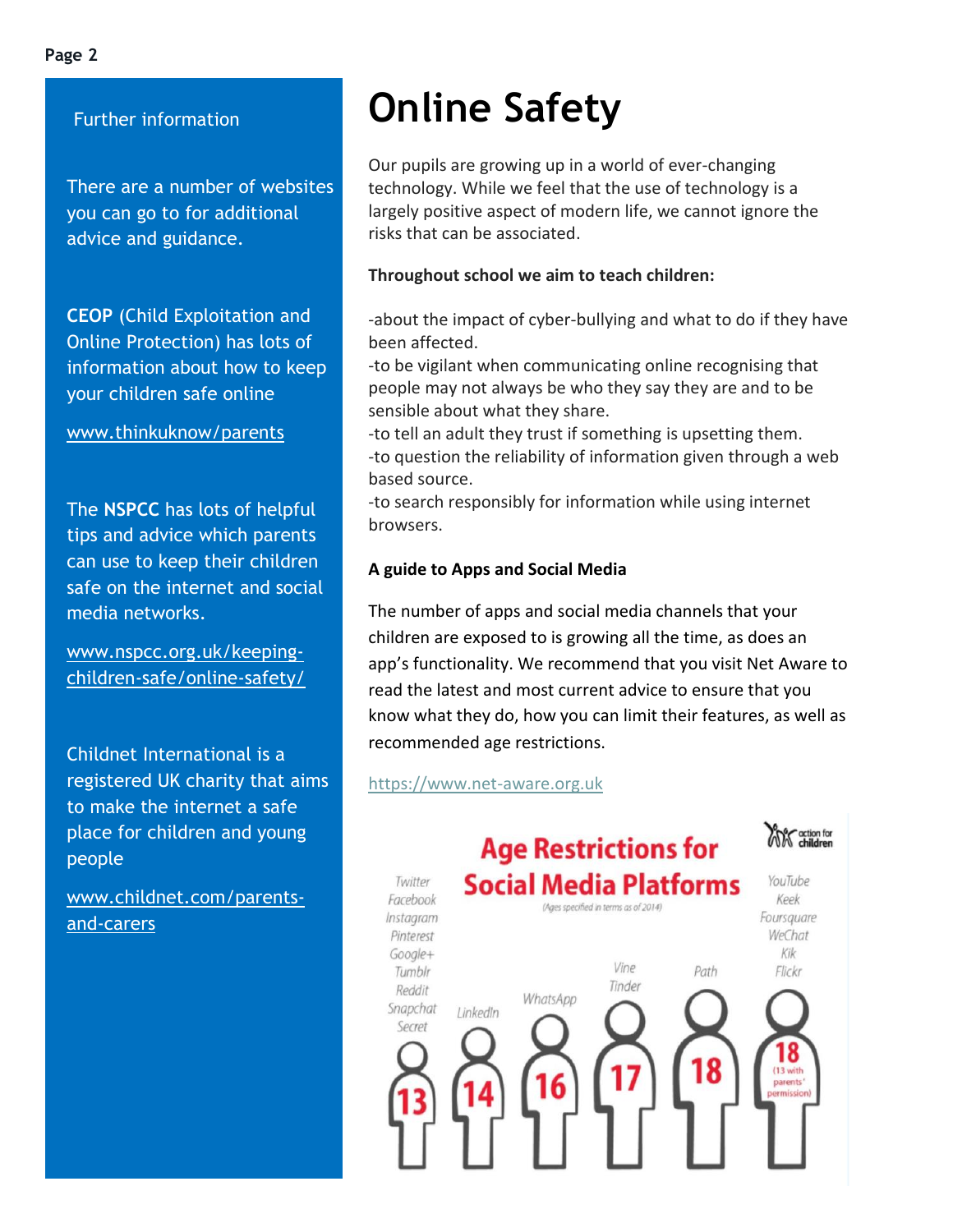## Further information

There are a number of websites you can go to for additional advice and guidance.

**CEOP** (Child Exploitation and Online Protection) has lots of information about how to keep your children safe online

www.thinkuknow/parents

The **NSPCC** has lots of helpful tips and advice which parents can use to keep their children safe on the internet and social media networks.

www.nspcc.org.uk/keeping-children-safe/online-safety/

Childnet International is a registered UK charity that aims to make the internet a safe place for children and young people

www.childnet.com/parents-and-carers

# Online Safety

Our pupils are growing up in a world of ever-changing technology. While we feel that the use of technology is a largely positive aspect of modern life, we cannot ignore the risks that can be associated.

**Throughout school we aim to teach children:**

-about the impact of cyber-bullying and what to do if they have been affected.
-to be vigilant when communicating online recognising that people may not always be who they say they are and to be sensible about what they share.
-to tell an adult they trust if something is upsetting them.
-to question the reliability of information given through a web based source.
-to search responsibly for information while using internet browsers.

**A guide to Apps and Social Media**

The number of apps and social media channels that your children are exposed to is growing all the time, as does an app's functionality. We recommend that you visit Net Aware to read the latest and most current advice to ensure that you know what they do, how you can limit their features, as well as recommended age restrictions.

https://www.net-aware.org.uk

Age Restrictions for Social Media Platforms

(Ages specified in terms as of 2014)

action for children

Twitter
Facebook
Instagram
Pinterest
Google+
Tumblr
Reddit
Snapchat
Secret
13

LinkedIn
14

WhatsApp
16

Vine
Tinder
17

Path
18

YouTube
Keek
Foursquare
WeChat
Kik
Flickr
18 (13 with parents' permission)